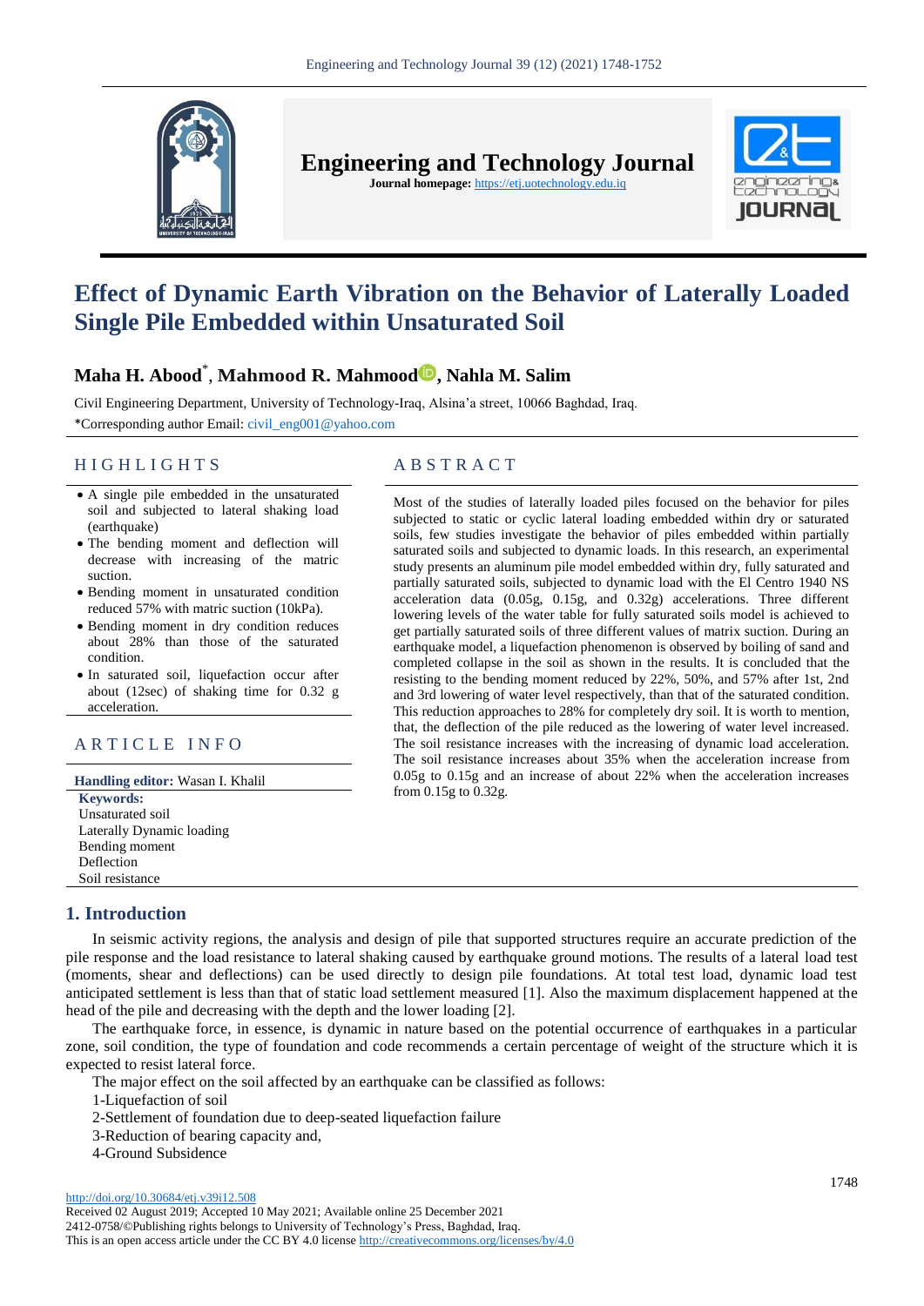# Effect of Dynamic Earth Vibration on the Behavior of Laterally Loaded Single Pile Embedded within Unsaturated Soil

**Maha H. Abood***, **Mahmood R. Mahmood**, **Nahla M. Salim**

Civil Engineering Department, University of Technology-Iraq, Alsina'a street, 10066 Baghdad, Iraq.

*Corresponding author Email: civil_eng001@yahoo.com

## HIGHLIGHTS

- A single pile embedded in the unsaturated soil and subjected to lateral shaking load (earthquake)
- The bending moment and deflection will decrease with increasing of the matric suction.
- Bending moment in unsaturated condition reduced 57% with matric suction (10kPa).
- Bending moment in dry condition reduces about 28% than those of the saturated condition.
- In saturated soil, liquefaction occur after about (12sec) of shaking time for 0.32 g acceleration.

## ARTICLE INFO

**Handling editor:** Wasan I. Khalil

**Keywords:**
Unsaturated soil
Laterally Dynamic loading
Bending moment
Deflection
Soil resistance

## ABSTRACT

Most of the studies of laterally loaded piles focused on the behavior for piles subjected to static or cyclic lateral loading embedded within dry or saturated soils, few studies investigate the behavior of piles embedded within partially saturated soils and subjected to dynamic loads. In this research, an experimental study presents an aluminum pile model embedded within dry, fully saturated and partially saturated soils, subjected to dynamic load with the El Centro 1940 NS acceleration data (0.05g, 0.15g, and 0.32g) accelerations. Three different lowering levels of the water table for fully saturated soils model is achieved to get partially saturated soils of three different values of matrix suction. During an earthquake model, a liquefaction phenomenon is observed by boiling of sand and completed collapse in the soil as shown in the results. It is concluded that the resisting to the bending moment reduced by 22%, 50%, and 57% after 1st, 2nd and 3rd lowering of water level respectively, than that of the saturated condition. This reduction approaches to 28% for completely dry soil. It is worth to mention, that, the deflection of the pile reduced as the lowering of water level increased. The soil resistance increases with the increasing of dynamic load acceleration. The soil resistance increases about 35% when the acceleration increase from 0.05g to 0.15g and an increase of about 22% when the acceleration increases from 0.15g to 0.32g.

## 1. Introduction

In seismic activity regions, the analysis and design of pile that supported structures require an accurate prediction of the pile response and the load resistance to lateral shaking caused by earthquake ground motions. The results of a lateral load test (moments, shear and deflections) can be used directly to design pile foundations. At total test load, dynamic load test anticipated settlement is less than that of static load settlement measured [1]. Also the maximum displacement happened at the head of the pile and decreasing with the depth and the lower loading [2].

The earthquake force, in essence, is dynamic in nature based on the potential occurrence of earthquakes in a particular zone, soil condition, the type of foundation and code recommends a certain percentage of weight of the structure which it is expected to resist lateral force.

The major effect on the soil affected by an earthquake can be classified as follows:

1-Liquefaction of soil

2-Settlement of foundation due to deep-seated liquefaction failure

3-Reduction of bearing capacity and,

4-Ground Subsidence

http://doi.org/10.30684/etj.v39i12.508

Received 02 August 2019; Accepted 10 May 2021; Available online 25 December 2021

2412-0758/©Publishing rights belongs to University of Technology's Press, Baghdad, Iraq.

This is an open access article under the CC BY 4.0 license http://creativecommons.org/licenses/by/4.0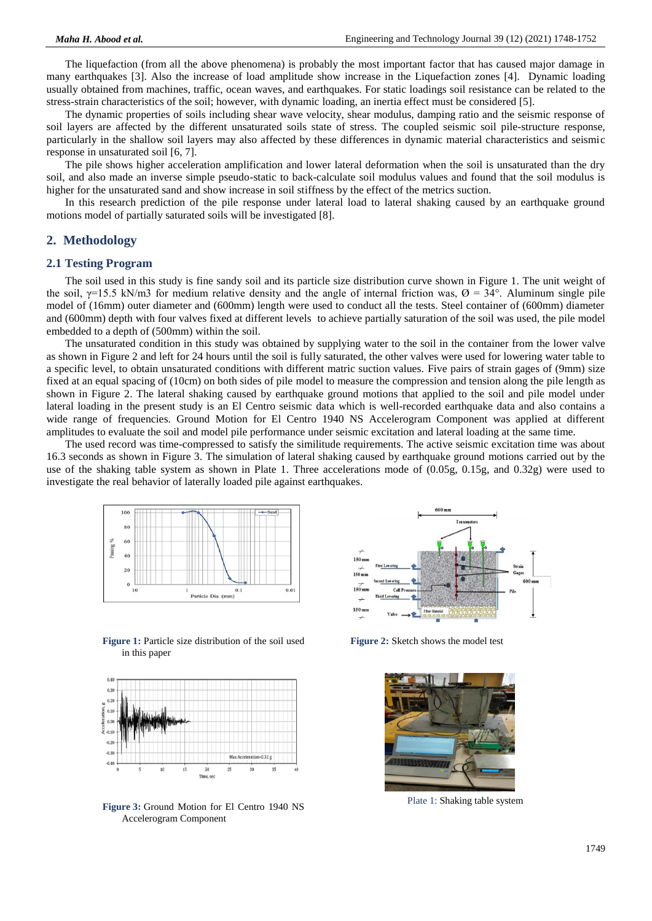The liquefaction (from all the above phenomena) is probably the most important factor that has caused major damage in many earthquakes [3]. Also the increase of load amplitude show increase in the Liquefaction zones [4]. Dynamic loading usually obtained from machines, traffic, ocean waves, and earthquakes. For static loadings soil resistance can be related to the stress-strain characteristics of the soil; however, with dynamic loading, an inertia effect must be considered [5].

The dynamic properties of soils including shear wave velocity, shear modulus, damping ratio and the seismic response of soil layers are affected by the different unsaturated soils state of stress. The coupled seismic soil pile-structure response, particularly in the shallow soil layers may also affected by these differences in dynamic material characteristics and seismic response in unsaturated soil [6, 7].

The pile shows higher acceleration amplification and lower lateral deformation when the soil is unsaturated than the dry soil, and also made an inverse simple pseudo-static to back-calculate soil modulus values and found that the soil modulus is higher for the unsaturated sand and show increase in soil stiffness by the effect of the metrics suction.

In this research prediction of the pile response under lateral load to lateral shaking caused by an earthquake ground motions model of partially saturated soils will be investigated [8].

## 2. Methodology

### 2.1 Testing Program

The soil used in this study is fine sandy soil and its particle size distribution curve shown in Figure 1. The unit weight of the soil, $\gamma$=15.5 kN/m3 for medium relative density and the angle of internal friction was, $\emptyset$ = 34°. Aluminum single pile model of (16mm) outer diameter and (600mm) length were used to conduct all the tests. Steel container of (600mm) diameter and (600mm) depth with four valves fixed at different levels to achieve partially saturation of the soil was used, the pile model embedded to a depth of (500mm) within the soil.

The unsaturated condition in this study was obtained by supplying water to the soil in the container from the lower valve as shown in Figure 2 and left for 24 hours until the soil is fully saturated, the other valves were used for lowering water table to a specific level, to obtain unsaturated conditions with different matric suction values. Five pairs of strain gages of (9mm) size fixed at an equal spacing of (10cm) on both sides of pile model to measure the compression and tension along the pile length as shown in Figure 2. The lateral shaking caused by earthquake ground motions that applied to the soil and pile model under lateral loading in the present study is an El Centro seismic data which is well-recorded earthquake data and also contains a wide range of frequencies. Ground Motion for El Centro 1940 NS Accelerogram Component was applied at different amplitudes to evaluate the soil and model pile performance under seismic excitation and lateral loading at the same time.

The used record was time-compressed to satisfy the similitude requirements. The active seismic excitation time was about 16.3 seconds as shown in Figure 3. The simulation of lateral shaking caused by earthquake ground motions carried out by the use of the shaking table system as shown in Plate 1. Three accelerations mode of (0.05g, 0.15g, and 0.32g) were used to investigate the real behavior of laterally loaded pile against earthquakes.

**Figure 1:** Particle size distribution of the soil used in this paper

**Figure 2:** Sketch shows the model test

**Figure 3:** Ground Motion for El Centro 1940 NS Accelerogram Component

Plate 1: Shaking table system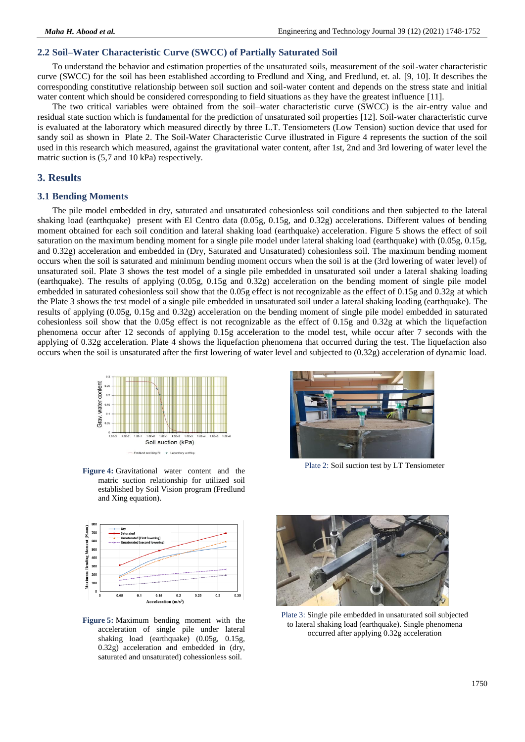### 2.2 Soil–Water Characteristic Curve (SWCC) of Partially Saturated Soil

To understand the behavior and estimation properties of the unsaturated soils, measurement of the soil-water characteristic curve (SWCC) for the soil has been established according to Fredlund and Xing, and Fredlund, et. al. [9, 10]. It describes the corresponding constitutive relationship between soil suction and soil-water content and depends on the stress state and initial water content which should be considered corresponding to field situations as they have the greatest influence [11].

The two critical variables were obtained from the soil–water characteristic curve (SWCC) is the air-entry value and residual state suction which is fundamental for the prediction of unsaturated soil properties [12]. Soil-water characteristic curve is evaluated at the laboratory which measured directly by three L.T. Tensiometers (Low Tension) suction device that used for sandy soil as shown in Plate 2. The Soil-Water Characteristic Curve illustrated in Figure 4 represents the suction of the soil used in this research which measured, against the gravitational water content, after 1st, 2nd and 3rd lowering of water level the matric suction is (5,7 and 10 kPa) respectively.

## 3. Results

### 3.1 Bending Moments

The pile model embedded in dry, saturated and unsaturated cohesionless soil conditions and then subjected to the lateral shaking load (earthquake) present with El Centro data (0.05g, 0.15g, and 0.32g) accelerations. Different values of bending moment obtained for each soil condition and lateral shaking load (earthquake) acceleration. Figure 5 shows the effect of soil saturation on the maximum bending moment for a single pile model under lateral shaking load (earthquake) with (0.05g, 0.15g, and 0.32g) acceleration and embedded in (Dry, Saturated and Unsaturated) cohesionless soil. The maximum bending moment occurs when the soil is saturated and minimum bending moment occurs when the soil is at the (3rd lowering of water level) of unsaturated soil. Plate 3 shows the test model of a single pile embedded in unsaturated soil under a lateral shaking loading (earthquake). The results of applying (0.05g, 0.15g and 0.32g) acceleration on the bending moment of single pile model embedded in saturated cohesionless soil show that the 0.05g effect is not recognizable as the effect of 0.15g and 0.32g at which the Plate 3 shows the test model of a single pile embedded in unsaturated soil under a lateral shaking loading (earthquake). The results of applying (0.05g, 0.15g and 0.32g) acceleration on the bending moment of single pile model embedded in saturated cohesionless soil show that the 0.05g effect is not recognizable as the effect of 0.15g and 0.32g at which the liquefaction phenomena occur after 12 seconds of applying 0.15g acceleration to the model test, while occur after 7 seconds with the applying of 0.32g acceleration. Plate 4 shows the liquefaction phenomena that occurred during the test. The liquefaction also occurs when the soil is unsaturated after the first lowering of water level and subjected to (0.32g) acceleration of dynamic load.

**Figure 4:** Gravitational water content and the matric suction relationship for utilized soil established by Soil Vision program (Fredlund and Xing equation).

Plate 2: Soil suction test by LT Tensiometer

**Figure 5:** Maximum bending moment with the acceleration of single pile under lateral shaking load (earthquake) (0.05g, 0.15g, 0.32g) acceleration and embedded in (dry, saturated and unsaturated) cohessionless soil.

Plate 3: Single pile embedded in unsaturated soil subjected to lateral shaking load (earthquake). Single phenomena occurred after applying 0.32g acceleration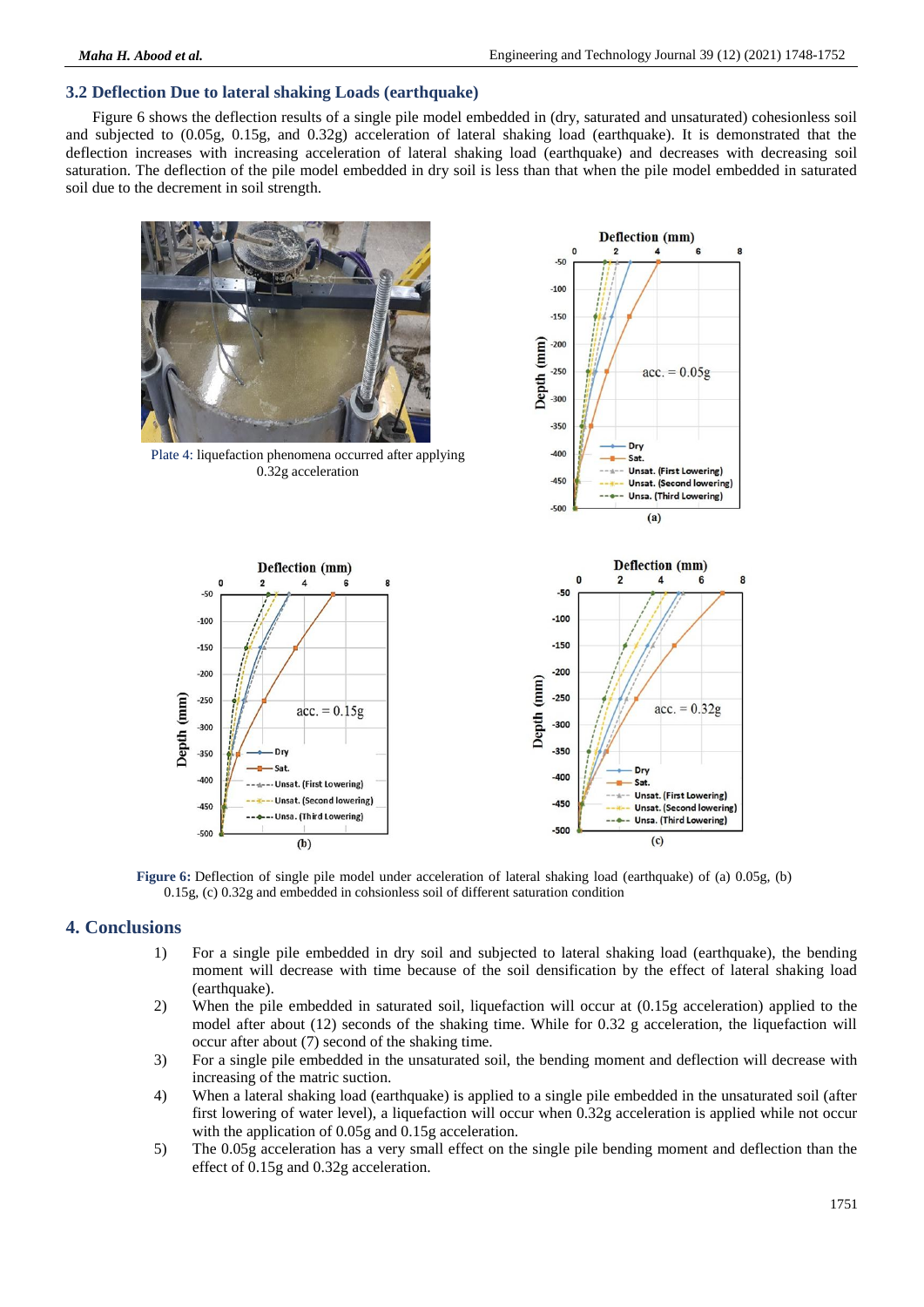### 3.2 Deflection Due to lateral shaking Loads (earthquake)

Figure 6 shows the deflection results of a single pile model embedded in (dry, saturated and unsaturated) cohesionless soil and subjected to (0.05g, 0.15g, and 0.32g) acceleration of lateral shaking load (earthquake). It is demonstrated that the deflection increases with increasing acceleration of lateral shaking load (earthquake) and decreases with decreasing soil saturation. The deflection of the pile model embedded in dry soil is less than that when the pile model embedded in saturated soil due to the decrement in soil strength.

Plate 4: liquefaction phenomena occurred after applying 0.32g acceleration

**Figure 6:** Deflection of single pile model under acceleration of lateral shaking load (earthquake) of (a) 0.05g, (b) 0.15g, (c) 0.32g and embedded in cohsionless soil of different saturation condition

## 4. Conclusions

1) For a single pile embedded in dry soil and subjected to lateral shaking load (earthquake), the bending moment will decrease with time because of the soil densification by the effect of lateral shaking load (earthquake).
2) When the pile embedded in saturated soil, liquefaction will occur at (0.15g acceleration) applied to the model after about (12) seconds of the shaking time. While for 0.32 g acceleration, the liquefaction will occur after about (7) second of the shaking time.
3) For a single pile embedded in the unsaturated soil, the bending moment and deflection will decrease with increasing of the matric suction.
4) When a lateral shaking load (earthquake) is applied to a single pile embedded in the unsaturated soil (after first lowering of water level), a liquefaction will occur when 0.32g acceleration is applied while not occur with the application of 0.05g and 0.15g acceleration.
5) The 0.05g acceleration has a very small effect on the single pile bending moment and deflection than the effect of 0.15g and 0.32g acceleration.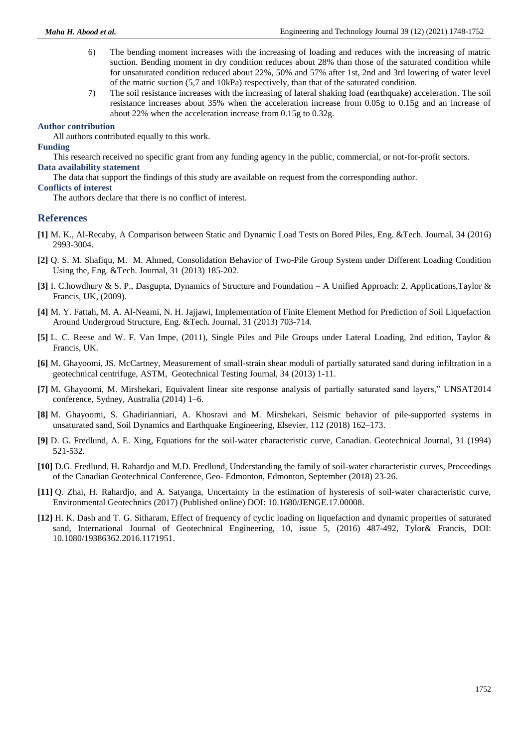6) The bending moment increases with the increasing of loading and reduces with the increasing of matric suction. Bending moment in dry condition reduces about 28% than those of the saturated condition while for unsaturated condition reduced about 22%, 50% and 57% after 1st, 2nd and 3rd lowering of water level of the matric suction (5,7 and 10kPa) respectively, than that of the saturated condition.

7) The soil resistance increases with the increasing of lateral shaking load (earthquake) acceleration. The soil resistance increases about 35% when the acceleration increase from 0.05g to 0.15g and an increase of about 22% when the acceleration increase from 0.15g to 0.32g.

**Author contribution**

All authors contributed equally to this work.

**Funding**

This research received no specific grant from any funding agency in the public, commercial, or not-for-profit sectors.

**Data availability statement**

The data that support the findings of this study are available on request from the corresponding author.

**Conflicts of interest**

The authors declare that there is no conflict of interest.

## References

**[1]** M. K., Al-Recaby, A Comparison between Static and Dynamic Load Tests on Bored Piles, Eng. &Tech. Journal, 34 (2016) 2993-3004.

**[2]** Q. S. M. Shafiqu, M. M. Ahmed, Consolidation Behavior of Two-Pile Group System under Different Loading Condition Using the, Eng. &Tech. Journal, 31 (2013) 185-202.

**[3]** I. C.howdhury & S. P., Dasgupta, Dynamics of Structure and Foundation – A Unified Approach: 2. Applications,Taylor & Francis, UK, (2009).

**[4]** M. Y. Fattah, M. A. Al-Neami, N. H. Jajjawi, Implementation of Finite Element Method for Prediction of Soil Liquefaction Around Undergroud Structure, Eng. &Tech. Journal, 31 (2013) 703-714.

**[5]** L. C. Reese and W. F. Van Impe, (2011), Single Piles and Pile Groups under Lateral Loading, 2nd edition, Taylor & Francis, UK.

**[6]** M. Ghayoomi, JS. McCartney, Measurement of small-strain shear moduli of partially saturated sand during infiltration in a geotechnical centrifuge, ASTM, Geotechnical Testing Journal, 34 (2013) 1-11.

**[7]** M. Ghayoomi, M. Mirshekari, Equivalent linear site response analysis of partially saturated sand layers," UNSAT2014 conference, Sydney, Australia (2014) 1–6.

**[8]** M. Ghayoomi, S. Ghadirianniari, A. Khosravi and M. Mirshekari, Seismic behavior of pile-supported systems in unsaturated sand, Soil Dynamics and Earthquake Engineering, Elsevier, 112 (2018) 162–173.

**[9]** D. G. Fredlund, A. E. Xing, Equations for the soil-water characteristic curve, Canadian. Geotechnical Journal, 31 (1994) 521-532.

**[10]** D.G. Fredlund, H. Rahardjo and M.D. Fredlund, Understanding the family of soil-water characteristic curves, Proceedings of the Canadian Geotechnical Conference, Geo- Edmonton, Edmonton, September (2018) 23-26.

**[11]** Q. Zhai, H. Rahardjo, and A. Satyanga, Uncertainty in the estimation of hysteresis of soil-water characteristic curve, Environmental Geotechnics (2017) (Published online) DOI: 10.1680/JENGE.17.00008.

**[12]** H. K. Dash and T. G. Sitharam, Effect of frequency of cyclic loading on liquefaction and dynamic properties of saturated sand, International Journal of Geotechnical Engineering, 10, issue 5, (2016) 487-492, Tylor& Francis, DOI: 10.1080/19386362.2016.1171951.